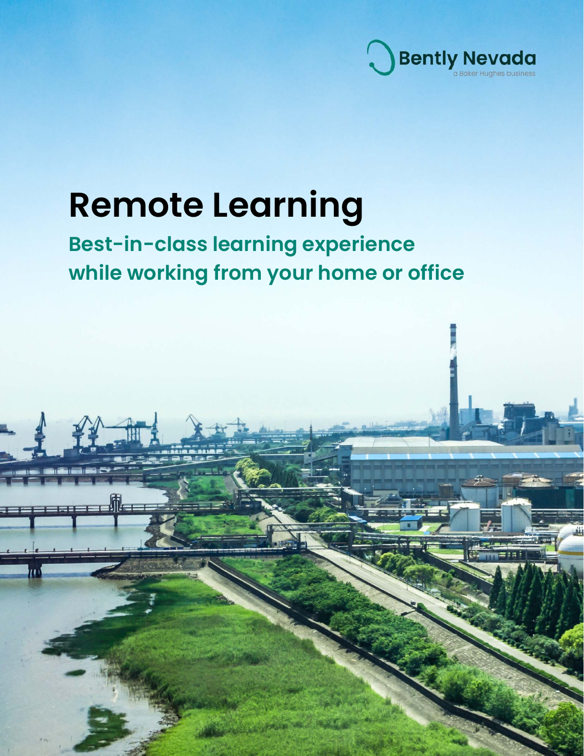Bently Nevada
a Baker Hughes business

# Remote Learning

## Best-in-class learning experience while working from your home or office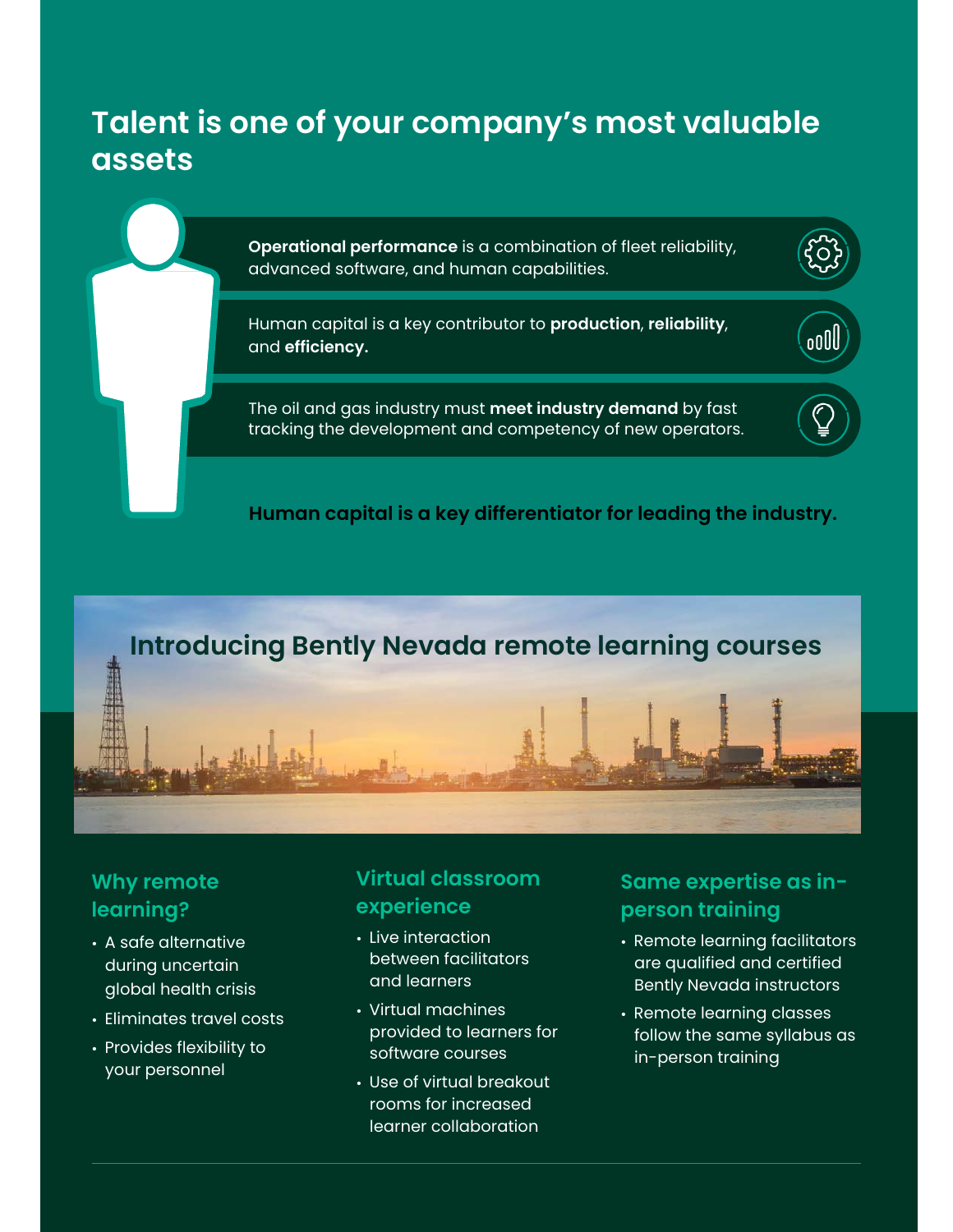# Talent is one of your company's most valuable assets

**Operational performance** is a combination of fleet reliability, advanced software, and human capabilities.

Human capital is a key contributor to **production**, **reliability**, and **efficiency.**

The oil and gas industry must **meet industry demand** by fast tracking the development and competency of new operators.

**Human capital is a key differentiator for leading the industry.**

## Introducing Bently Nevada remote learning courses

### Why remote learning?

- A safe alternative during uncertain global health crisis
- Eliminates travel costs
- Provides flexibility to your personnel

### Virtual classroom experience

- Live interaction between facilitators and learners
- Virtual machines provided to learners for software courses
- Use of virtual breakout rooms for increased learner collaboration

### Same expertise as in-person training

- Remote learning facilitators are qualified and certified Bently Nevada instructors
- Remote learning classes follow the same syllabus as in-person training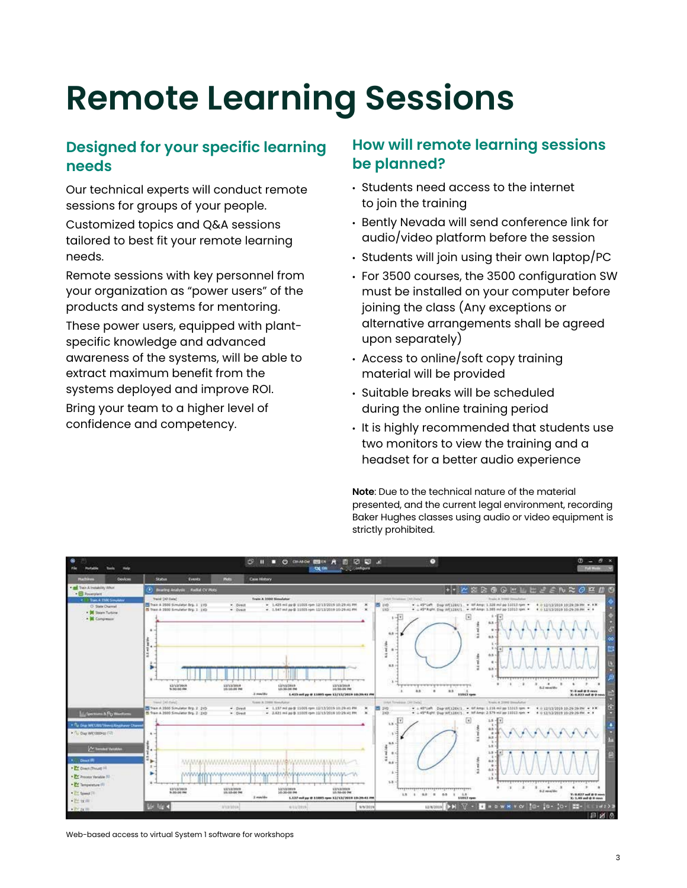# Remote Learning Sessions

## Designed for your specific learning needs

Our technical experts will conduct remote sessions for groups of your people.

Customized topics and Q&A sessions tailored to best fit your remote learning needs.

Remote sessions with key personnel from your organization as "power users" of the products and systems for mentoring.

These power users, equipped with plant-specific knowledge and advanced awareness of the systems, will be able to extract maximum benefit from the systems deployed and improve ROI.

Bring your team to a higher level of confidence and competency.

## How will remote learning sessions be planned?

- Students need access to the internet to join the training
- Bently Nevada will send conference link for audio/video platform before the session
- Students will join using their own laptop/PC
- For 3500 courses, the 3500 configuration SW must be installed on your computer before joining the class (Any exceptions or alternative arrangements shall be agreed upon separately)
- Access to online/soft copy training material will be provided
- Suitable breaks will be scheduled during the online training period
- It is highly recommended that students use two monitors to view the training and a headset for a better audio experience

**Note**: Due to the technical nature of the material presented, and the current legal environment, recording Baker Hughes classes using audio or video equipment is strictly prohibited.

Web-based access to virtual System 1 software for workshops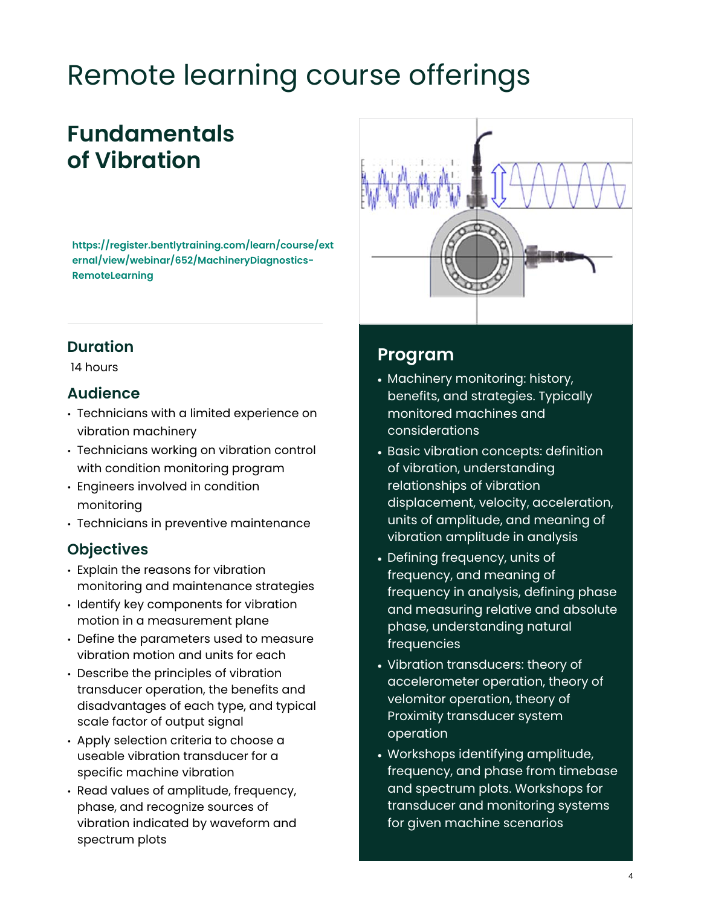# Remote learning course offerings

## Fundamentals of Vibration

https://register.bentlytraining.com/learn/course/external/view/webinar/652/MachineryDiagnostics-RemoteLearning

### Duration

14 hours

### Audience

- Technicians with a limited experience on vibration machinery
- Technicians working on vibration control with condition monitoring program
- Engineers involved in condition monitoring
- Technicians in preventive maintenance

### Objectives

- Explain the reasons for vibration monitoring and maintenance strategies
- Identify key components for vibration motion in a measurement plane
- Define the parameters used to measure vibration motion and units for each
- Describe the principles of vibration transducer operation, the benefits and disadvantages of each type, and typical scale factor of output signal
- Apply selection criteria to choose a useable vibration transducer for a specific machine vibration
- Read values of amplitude, frequency, phase, and recognize sources of vibration indicated by waveform and spectrum plots

### Program

- Machinery monitoring: history, benefits, and strategies. Typically monitored machines and considerations
- Basic vibration concepts: definition of vibration, understanding relationships of vibration displacement, velocity, acceleration, units of amplitude, and meaning of vibration amplitude in analysis
- Defining frequency, units of frequency, and meaning of frequency in analysis, defining phase and measuring relative and absolute phase, understanding natural frequencies
- Vibration transducers: theory of accelerometer operation, theory of velomitor operation, theory of Proximity transducer system operation
- Workshops identifying amplitude, frequency, and phase from timebase and spectrum plots. Workshops for transducer and monitoring systems for given machine scenarios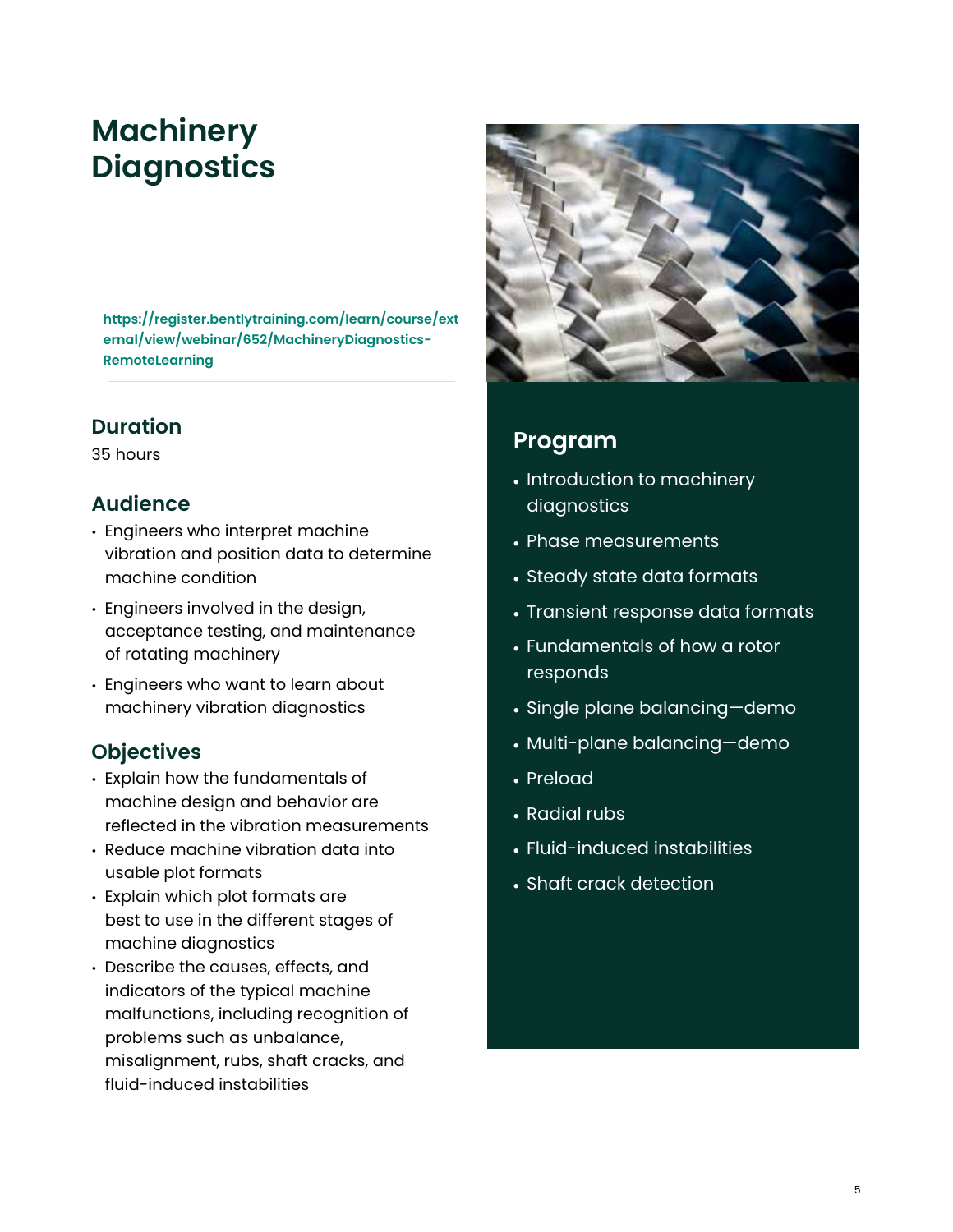# Machinery Diagnostics

https://register.bentlytraining.com/learn/course/external/view/webinar/652/MachineryDiagnostics-RemoteLearning

## Duration

35 hours

## Audience

- Engineers who interpret machine vibration and position data to determine machine condition
- Engineers involved in the design, acceptance testing, and maintenance of rotating machinery
- Engineers who want to learn about machinery vibration diagnostics

## Objectives

- Explain how the fundamentals of machine design and behavior are reflected in the vibration measurements
- Reduce machine vibration data into usable plot formats
- Explain which plot formats are best to use in the different stages of machine diagnostics
- Describe the causes, effects, and indicators of the typical machine malfunctions, including recognition of problems such as unbalance, misalignment, rubs, shaft cracks, and fluid-induced instabilities

## Program

- Introduction to machinery diagnostics
- Phase measurements
- Steady state data formats
- Transient response data formats
- Fundamentals of how a rotor responds
- Single plane balancing—demo
- Multi-plane balancing—demo
- Preload
- Radial rubs
- Fluid-induced instabilities
- Shaft crack detection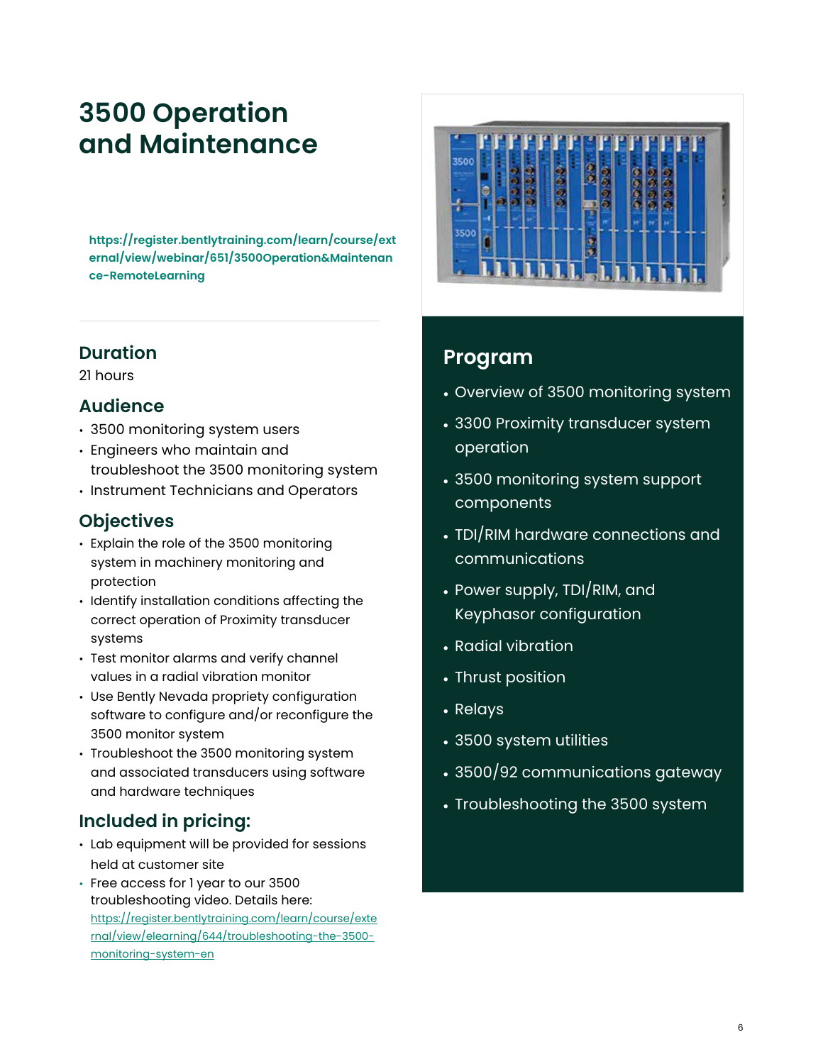# 3500 Operation and Maintenance

https://register.bentlytraining.com/learn/course/external/view/webinar/651/3500Operation&Maintenance-RemoteLearning

## Duration

21 hours

## Audience

- 3500 monitoring system users
- Engineers who maintain and troubleshoot the 3500 monitoring system
- Instrument Technicians and Operators

## Objectives

- Explain the role of the 3500 monitoring system in machinery monitoring and protection
- Identify installation conditions affecting the correct operation of Proximity transducer systems
- Test monitor alarms and verify channel values in a radial vibration monitor
- Use Bently Nevada propriety configuration software to configure and/or reconfigure the 3500 monitor system
- Troubleshoot the 3500 monitoring system and associated transducers using software and hardware techniques

## Included in pricing:

- Lab equipment will be provided for sessions held at customer site
- Free access for 1 year to our 3500 troubleshooting video. Details here: https://register.bentlytraining.com/learn/course/external/view/elearning/644/troubleshooting-the-3500-monitoring-system-en

## Program

- Overview of 3500 monitoring system
- 3300 Proximity transducer system operation
- 3500 monitoring system support components
- TDI/RIM hardware connections and communications
- Power supply, TDI/RIM, and Keyphasor configuration
- Radial vibration
- Thrust position
- Relays
- 3500 system utilities
- 3500/92 communications gateway
- Troubleshooting the 3500 system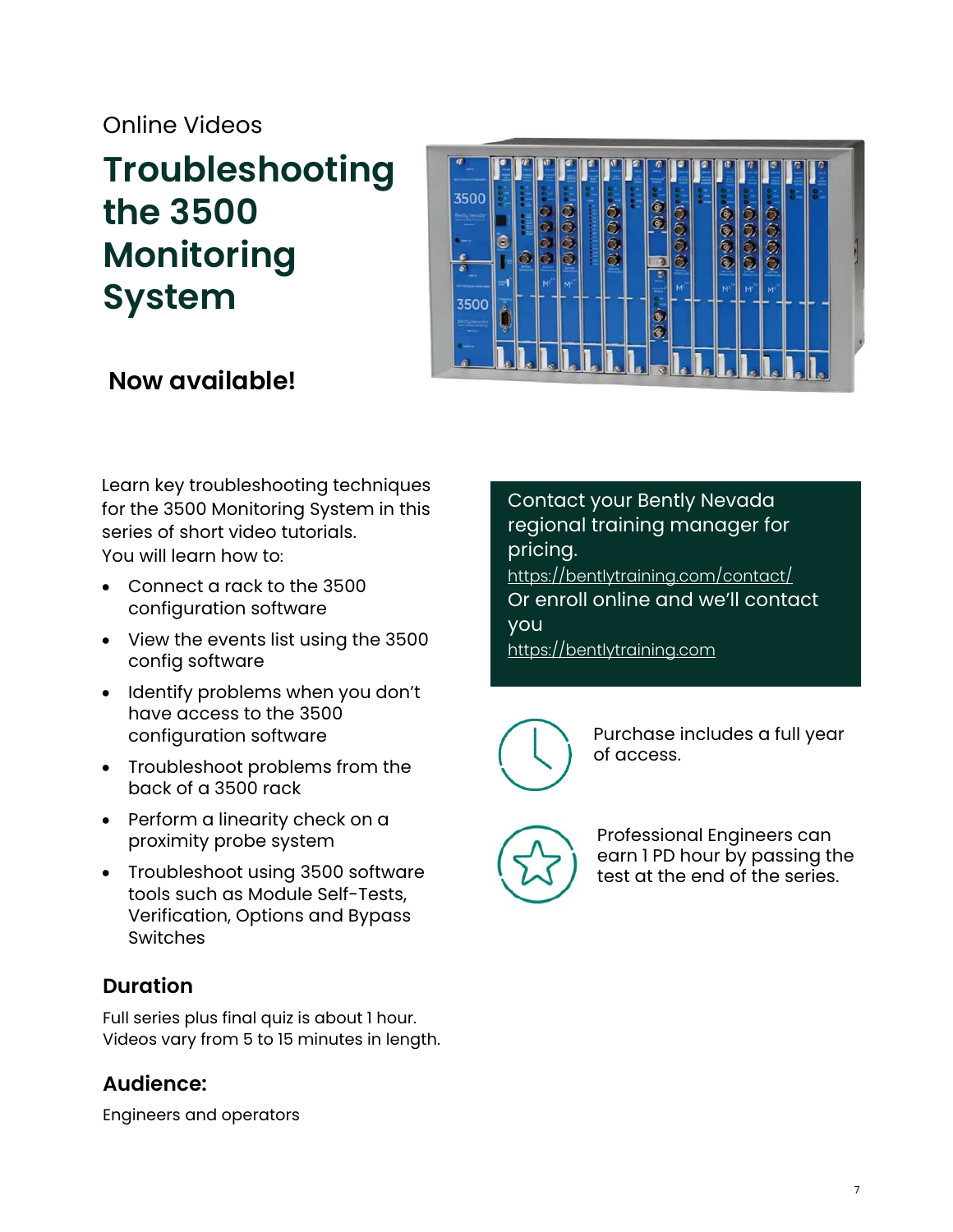Online Videos

# Troubleshooting the 3500 Monitoring System

**Now available!**

Learn key troubleshooting techniques for the 3500 Monitoring System in this series of short video tutorials.
You will learn how to:

- Connect a rack to the 3500 configuration software
- View the events list using the 3500 config software
- Identify problems when you don't have access to the 3500 configuration software
- Troubleshoot problems from the back of a 3500 rack
- Perform a linearity check on a proximity probe system
- Troubleshoot using 3500 software tools such as Module Self-Tests, Verification, Options and Bypass Switches

## Duration

Full series plus final quiz is about 1 hour. Videos vary from 5 to 15 minutes in length.

## Audience:

Engineers and operators

Contact your Bently Nevada regional training manager for pricing.
https://bentlytraining.com/contact/
Or enroll online and we'll contact you
https://bentlytraining.com

Purchase includes a full year of access.

Professional Engineers can earn 1 PD hour by passing the test at the end of the series.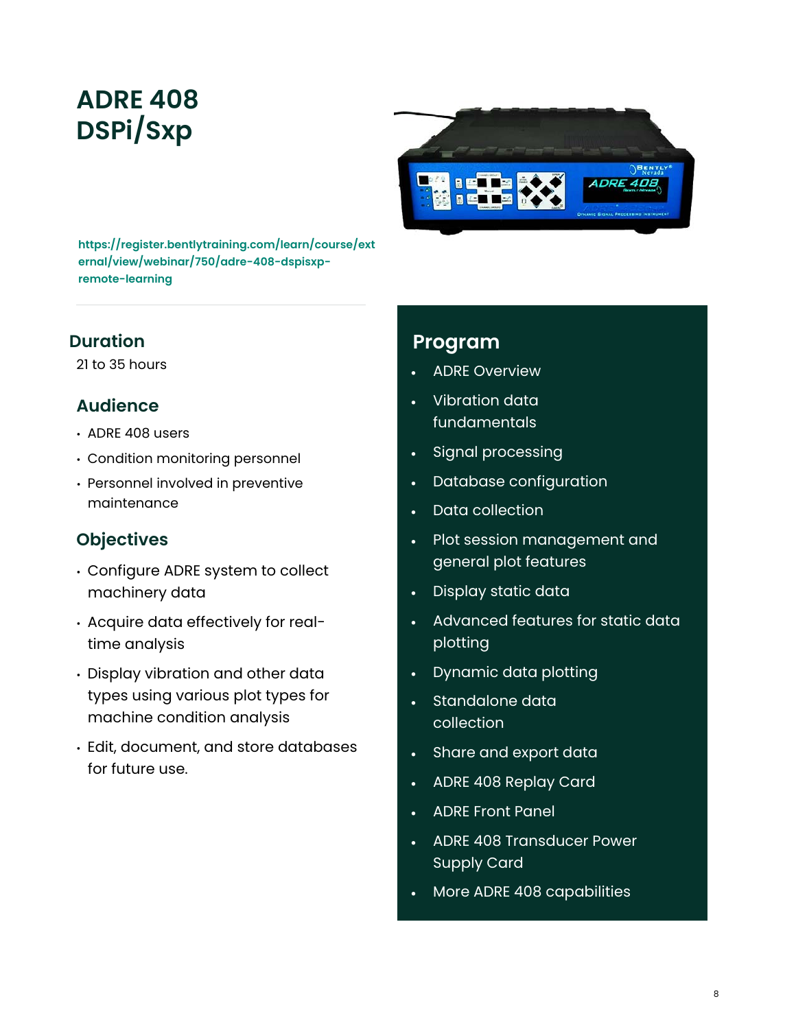# ADRE 408 DSPi/Sxp

https://register.bentlytraining.com/learn/course/external/view/webinar/750/adre-408-dspisxp-remote-learning

## Duration

21 to 35 hours

## Audience

- ADRE 408 users
- Condition monitoring personnel
- Personnel involved in preventive maintenance

## Objectives

- Configure ADRE system to collect machinery data
- Acquire data effectively for real-time analysis
- Display vibration and other data types using various plot types for machine condition analysis
- Edit, document, and store databases for future use.

## Program

- ADRE Overview
- Vibration data fundamentals
- Signal processing
- Database configuration
- Data collection
- Plot session management and general plot features
- Display static data
- Advanced features for static data plotting
- Dynamic data plotting
- Standalone data collection
- Share and export data
- ADRE 408 Replay Card
- ADRE Front Panel
- ADRE 408 Transducer Power Supply Card
- More ADRE 408 capabilities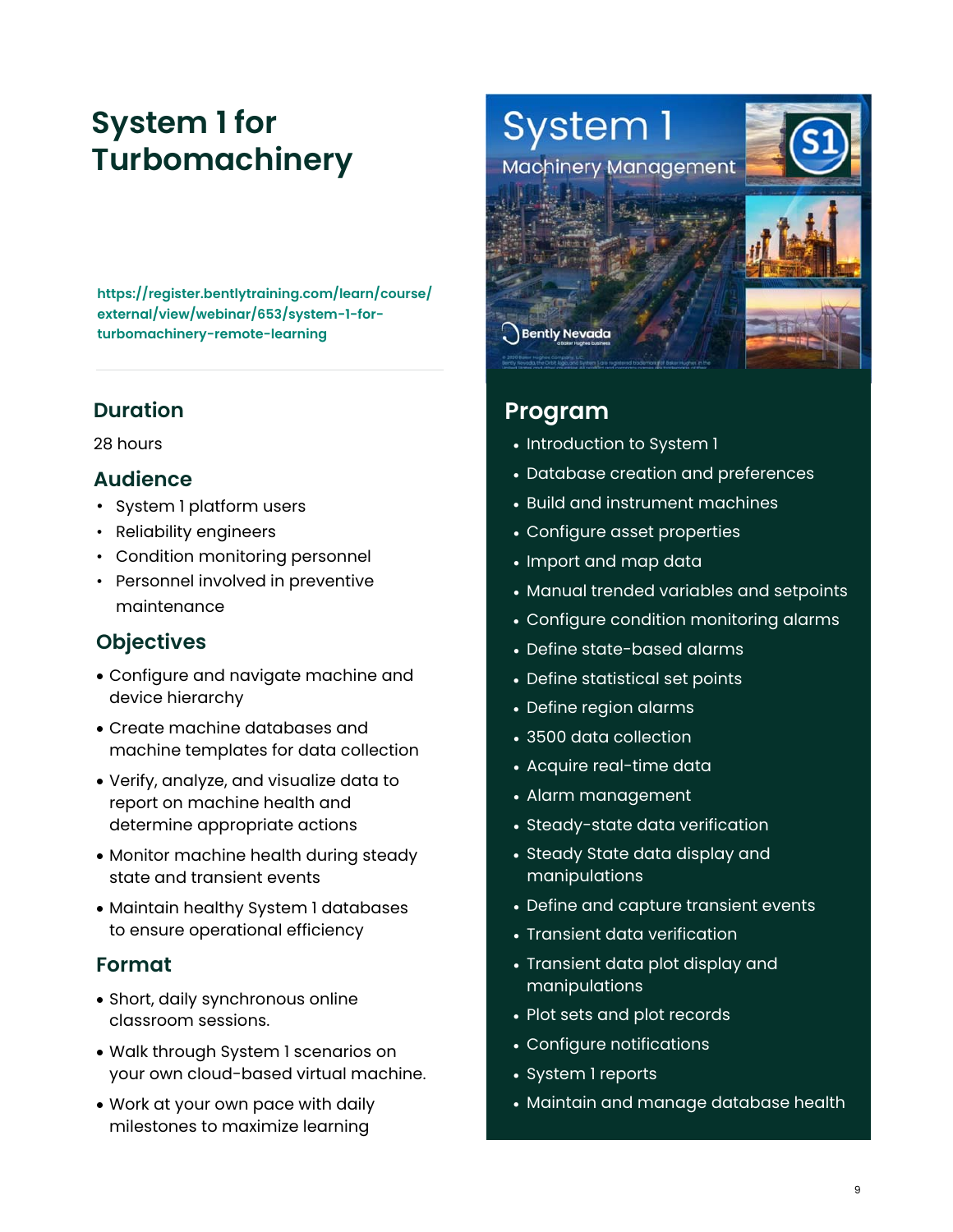# System 1 for Turbomachinery

https://register.bentlytraining.com/learn/course/external/view/webinar/653/system-1-for-turbomachinery-remote-learning

## Duration

28 hours

## Audience

- System 1 platform users
- Reliability engineers
- Condition monitoring personnel
- Personnel involved in preventive maintenance

## Objectives

- Configure and navigate machine and device hierarchy
- Create machine databases and machine templates for data collection
- Verify, analyze, and visualize data to report on machine health and determine appropriate actions
- Monitor machine health during steady state and transient events
- Maintain healthy System 1 databases to ensure operational efficiency

## Format

- Short, daily synchronous online classroom sessions.
- Walk through System 1 scenarios on your own cloud-based virtual machine.
- Work at your own pace with daily milestones to maximize learning

## Program

- Introduction to System 1
- Database creation and preferences
- Build and instrument machines
- Configure asset properties
- Import and map data
- Manual trended variables and setpoints
- Configure condition monitoring alarms
- Define state-based alarms
- Define statistical set points
- Define region alarms
- 3500 data collection
- Acquire real-time data
- Alarm management
- Steady-state data verification
- Steady State data display and manipulations
- Define and capture transient events
- Transient data verification
- Transient data plot display and manipulations
- Plot sets and plot records
- Configure notifications
- System 1 reports
- Maintain and manage database health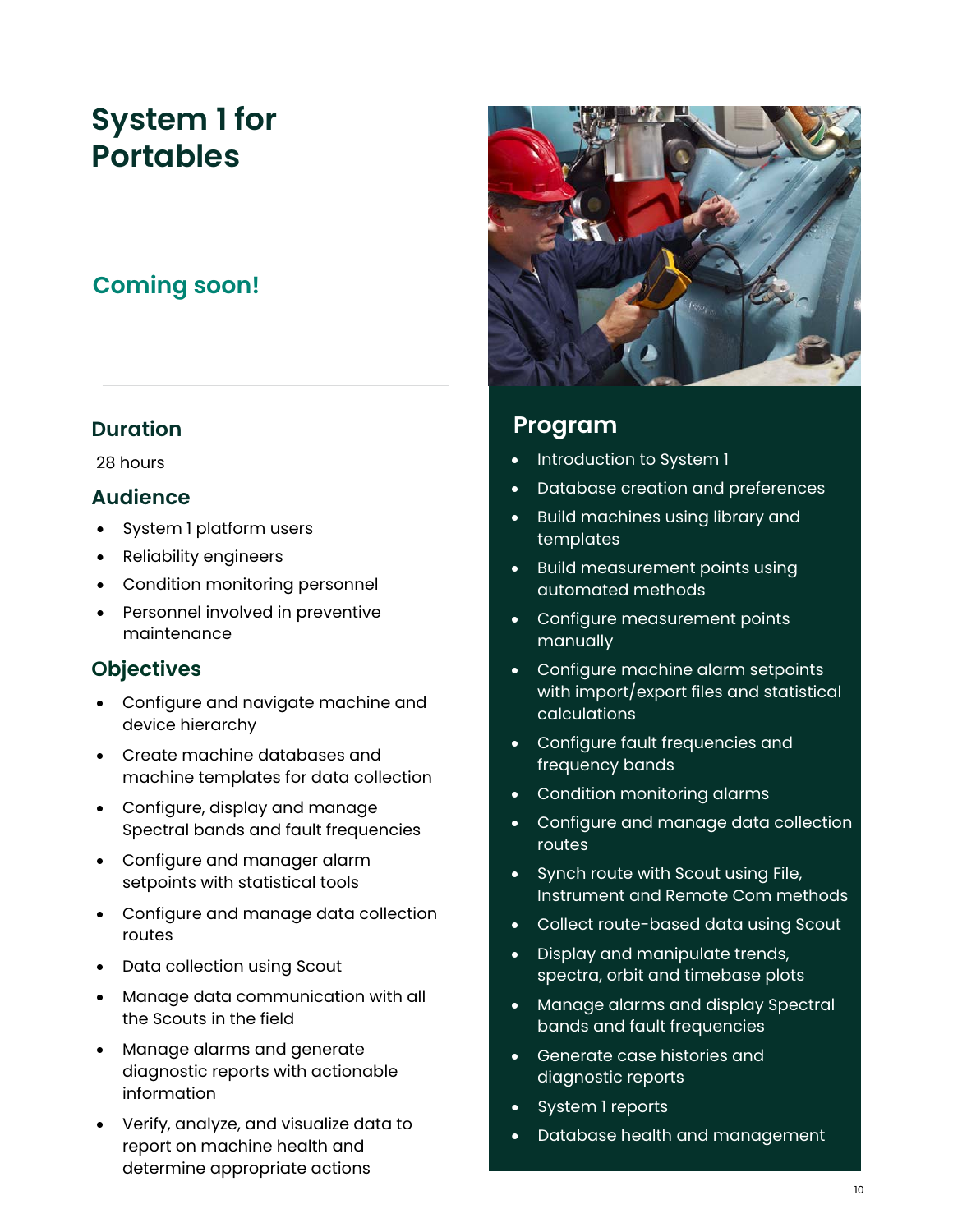# System 1 for Portables

## Coming soon!

### Duration

28 hours

### Audience

- System 1 platform users
- Reliability engineers
- Condition monitoring personnel
- Personnel involved in preventive maintenance

### Objectives

- Configure and navigate machine and device hierarchy
- Create machine databases and machine templates for data collection
- Configure, display and manage Spectral bands and fault frequencies
- Configure and manager alarm setpoints with statistical tools
- Configure and manage data collection routes
- Data collection using Scout
- Manage data communication with all the Scouts in the field
- Manage alarms and generate diagnostic reports with actionable information
- Verify, analyze, and visualize data to report on machine health and determine appropriate actions

## Program

- Introduction to System 1
- Database creation and preferences
- Build machines using library and templates
- Build measurement points using automated methods
- Configure measurement points manually
- Configure machine alarm setpoints with import/export files and statistical calculations
- Configure fault frequencies and frequency bands
- Condition monitoring alarms
- Configure and manage data collection routes
- Synch route with Scout using File, Instrument and Remote Com methods
- Collect route-based data using Scout
- Display and manipulate trends, spectra, orbit and timebase plots
- Manage alarms and display Spectral bands and fault frequencies
- Generate case histories and diagnostic reports
- System 1 reports
- Database health and management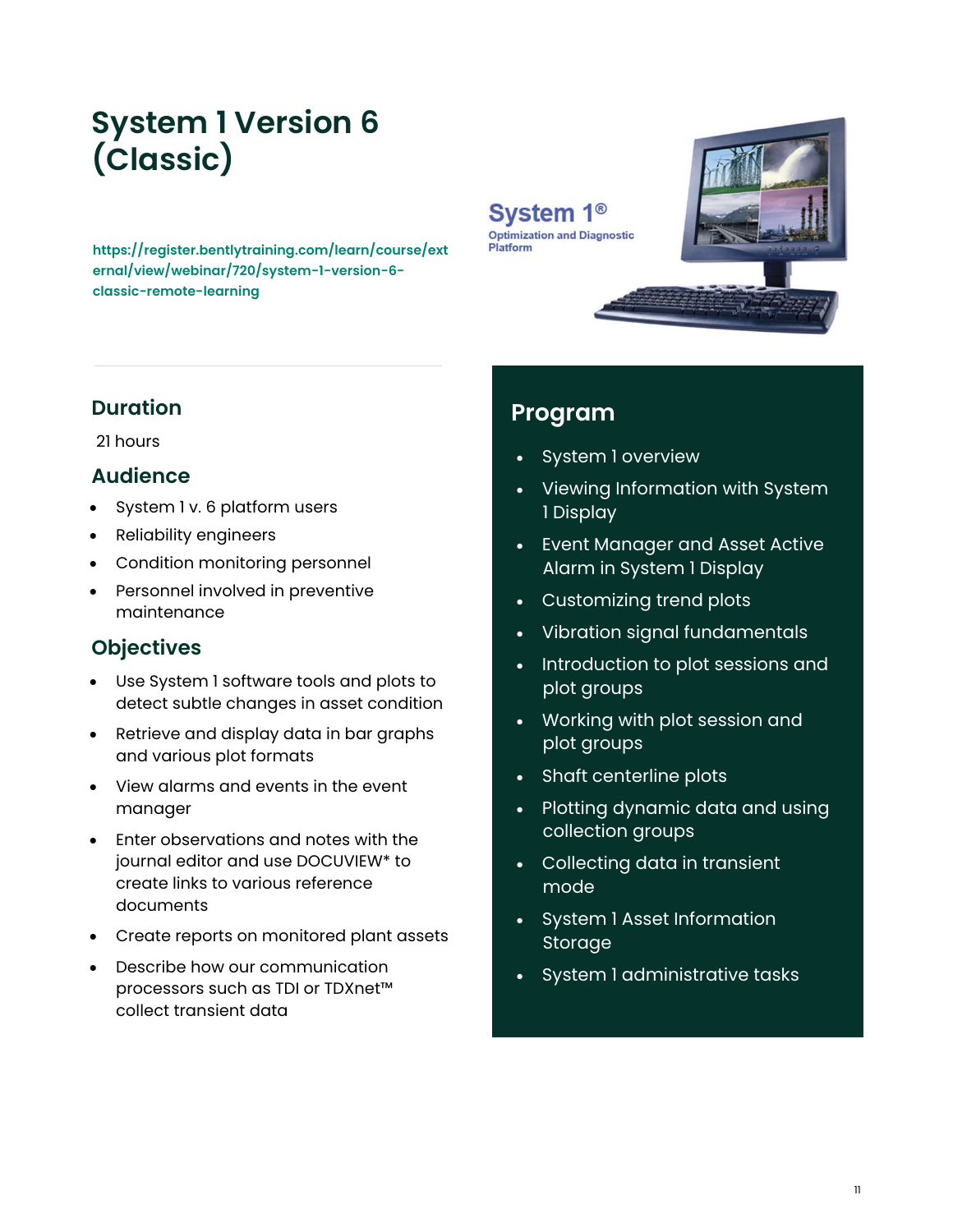# System 1 Version 6 (Classic)

https://register.bentlytraining.com/learn/course/external/view/webinar/720/system-1-version-6-classic-remote-learning

## Duration

21 hours

## Audience

- System 1 v. 6 platform users
- Reliability engineers
- Condition monitoring personnel
- Personnel involved in preventive maintenance

## Objectives

- Use System 1 software tools and plots to detect subtle changes in asset condition
- Retrieve and display data in bar graphs and various plot formats
- View alarms and events in the event manager
- Enter observations and notes with the journal editor and use DOCUVIEW* to create links to various reference documents
- Create reports on monitored plant assets
- Describe how our communication processors such as TDI or TDXnet™ collect transient data

## Program

- System 1 overview
- Viewing Information with System 1 Display
- Event Manager and Asset Active Alarm in System 1 Display
- Customizing trend plots
- Vibration signal fundamentals
- Introduction to plot sessions and plot groups
- Working with plot session and plot groups
- Shaft centerline plots
- Plotting dynamic data and using collection groups
- Collecting data in transient mode
- System 1 Asset Information Storage
- System 1 administrative tasks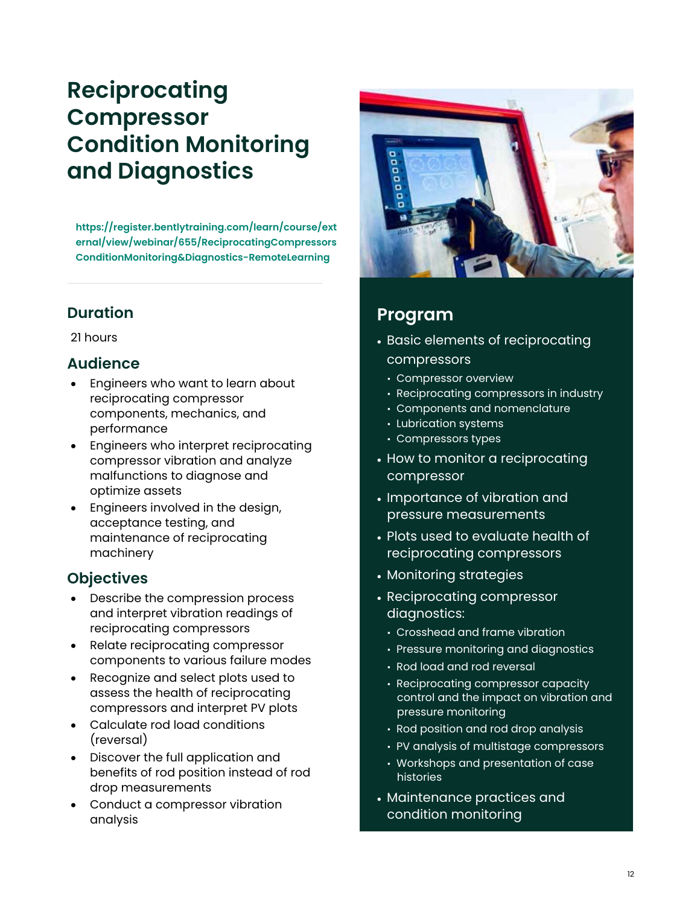# Reciprocating Compressor Condition Monitoring and Diagnostics

**https://register.bentlytraining.com/learn/course/external/view/webinar/655/ReciprocatingCompressorsConditionMonitoring&Diagnostics-RemoteLearning**

## Duration

21 hours

## Audience

- Engineers who want to learn about reciprocating compressor components, mechanics, and performance
- Engineers who interpret reciprocating compressor vibration and analyze malfunctions to diagnose and optimize assets
- Engineers involved in the design, acceptance testing, and maintenance of reciprocating machinery

## Objectives

- Describe the compression process and interpret vibration readings of reciprocating compressors
- Relate reciprocating compressor components to various failure modes
- Recognize and select plots used to assess the health of reciprocating compressors and interpret PV plots
- Calculate rod load conditions (reversal)
- Discover the full application and benefits of rod position instead of rod drop measurements
- Conduct a compressor vibration analysis

## Program

- Basic elements of reciprocating compressors
  - Compressor overview
  - Reciprocating compressors in industry
  - Components and nomenclature
  - Lubrication systems
  - Compressors types
- How to monitor a reciprocating compressor
- Importance of vibration and pressure measurements
- Plots used to evaluate health of reciprocating compressors
- Monitoring strategies
- Reciprocating compressor diagnostics:
  - Crosshead and frame vibration
  - Pressure monitoring and diagnostics
  - Rod load and rod reversal
  - Reciprocating compressor capacity control and the impact on vibration and pressure monitoring
  - Rod position and rod drop analysis
  - PV analysis of multistage compressors
  - Workshops and presentation of case histories
- Maintenance practices and condition monitoring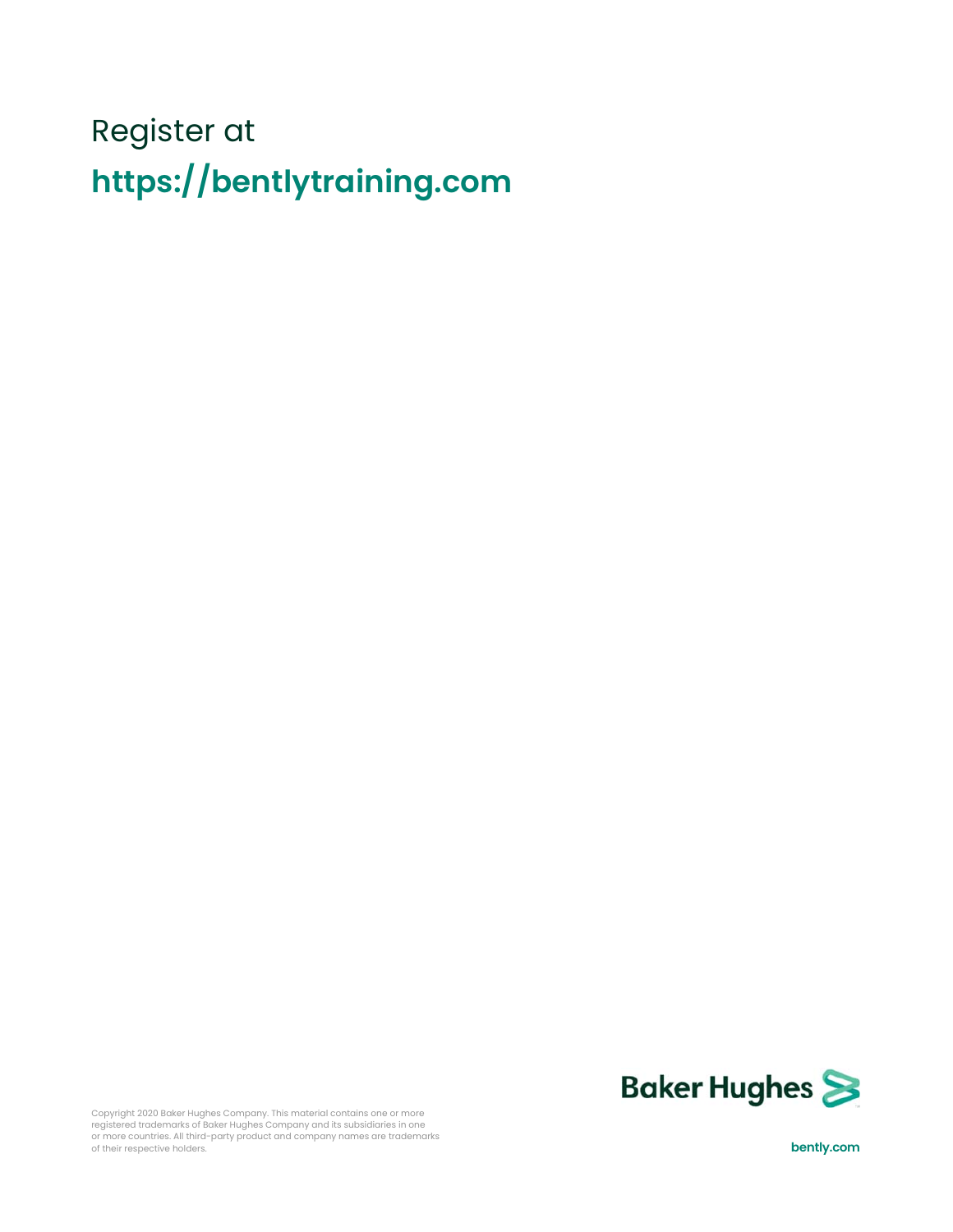Register at

**https://bentlytraining.com**

Copyright 2020 Baker Hughes Company. This material contains one or more registered trademarks of Baker Hughes Company and its subsidiaries in one or more countries. All third-party product and company names are trademarks of their respective holders.

Baker Hughes

**bently.com**